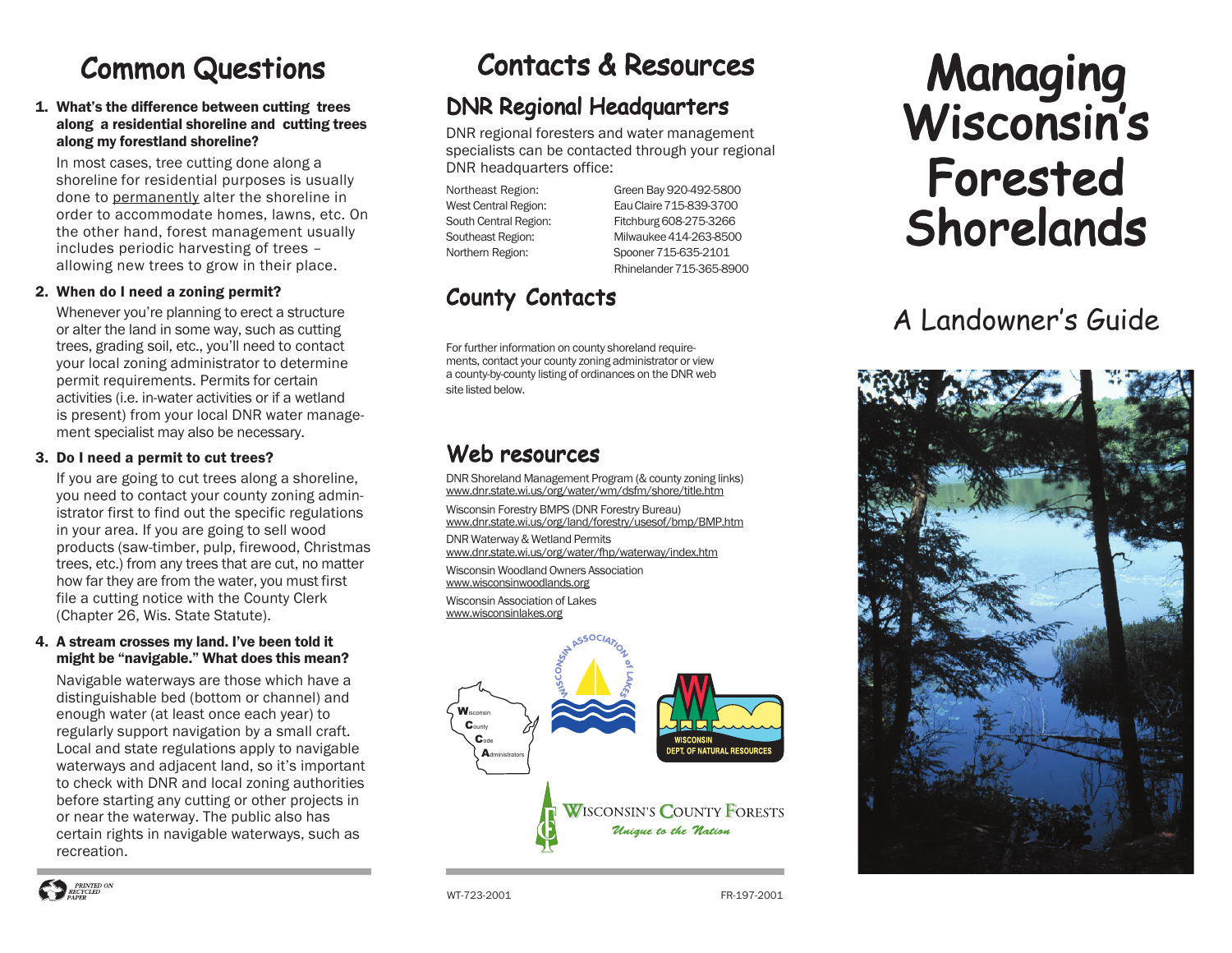# Common Questions

**1. What's the difference between cutting trees along a residential shoreline and cutting trees along my forestland shoreline?**

In most cases, tree cutting done along a shoreline for residential purposes is usually done to permanently alter the shoreline in order to accommodate homes, lawns, etc. On the other hand, forest management usually includes periodic harvesting of trees – allowing new trees to grow in their place.

**2. When do I need a zoning permit?**

Whenever you're planning to erect a structure or alter the land in some way, such as cutting trees, grading soil, etc., you'll need to contact your local zoning administrator to determine permit requirements. Permits for certain activities (i.e. in-water activities or if a wetland is present) from your local DNR water management specialist may also be necessary.

**3. Do I need a permit to cut trees?**

If you are going to cut trees along a shoreline, you need to contact your county zoning administrator first to find out the specific regulations in your area. If you are going to sell wood products (saw-timber, pulp, firewood, Christmas trees, etc.) from any trees that are cut, no matter how far they are from the water, you must first file a cutting notice with the County Clerk (Chapter 26, Wis. State Statute).

**4. A stream crosses my land. I've been told it might be "navigable." What does this mean?**

Navigable waterways are those which have a distinguishable bed (bottom or channel) and enough water (at least once each year) to regularly support navigation by a small craft. Local and state regulations apply to navigable waterways and adjacent land, so it's important to check with DNR and local zoning authorities before starting any cutting or other projects in or near the waterway. The public also has certain rights in navigable waterways, such as recreation.

PRINTED ON RECYCLED PAPER

# Contacts & Resources

## DNR Regional Headquarters

DNR regional foresters and water management specialists can be contacted through your regional DNR headquarters office:

| | |
|---|---|
| Northeast Region: | Green Bay 920-492-5800 |
| West Central Region: | Eau Claire 715-839-3700 |
| South Central Region: | Fitchburg 608-275-3266 |
| Southeast Region: | Milwaukee 414-263-8500 |
| Northern Region: | Spooner 715-635-2101 |
| | Rhinelander 715-365-8900 |

## County Contacts

For further information on county shoreland requirements, contact your county zoning administrator or view a county-by-county listing of ordinances on the DNR web site listed below.

## Web resources

DNR Shoreland Management Program (& county zoning links)
www.dnr.state.wi.us/org/water/wm/dsfm/shore/title.htm

Wisconsin Forestry BMPS (DNR Forestry Bureau)
www.dnr.state.wi.us/org/land/forestry/usesof/bmp/BMP.htm

DNR Waterway & Wetland Permits
www.dnr.state.wi.us/org/water/fhp/waterway/index.htm

Wisconsin Woodland Owners Association
www.wisconsinwoodlands.org

Wisconsin Association of Lakes
www.wisconsinlakes.org

Wisconsin County Code Administrators

Wisconsin Association of Lakes

Wisconsin Dept. of Natural Resources

Wisconsin's County Forests
*Unique to the Nation*

WT-723-2001 FR-197-2001

# Managing Wisconsin's Forested Shorelands

## A Landowner's Guide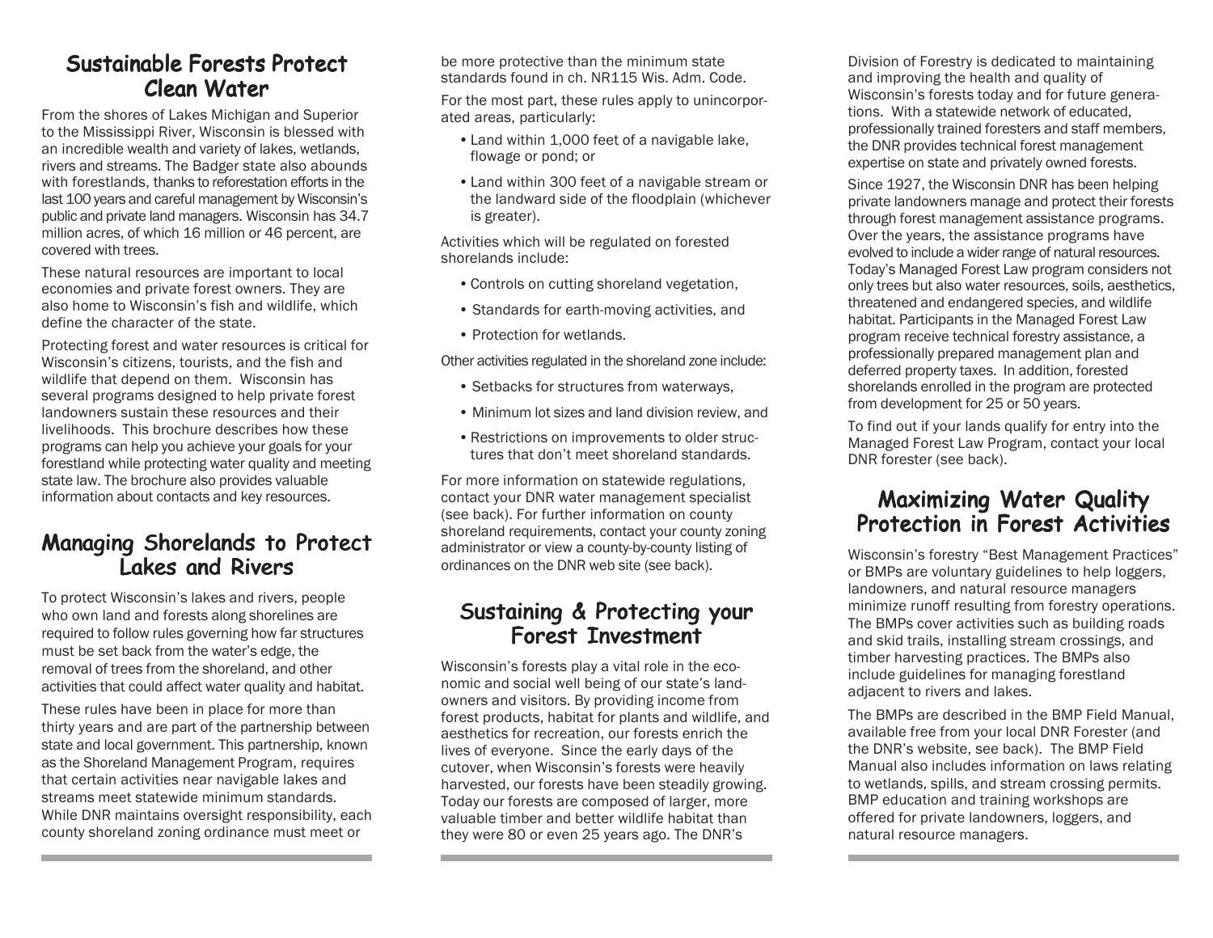## Sustainable Forests Protect Clean Water

From the shores of Lakes Michigan and Superior to the Mississippi River, Wisconsin is blessed with an incredible wealth and variety of lakes, wetlands, rivers and streams. The Badger state also abounds with forestlands, thanks to reforestation efforts in the last 100 years and careful management by Wisconsin's public and private land managers. Wisconsin has 34.7 million acres, of which 16 million or 46 percent, are covered with trees.

These natural resources are important to local economies and private forest owners. They are also home to Wisconsin's fish and wildlife, which define the character of the state.

Protecting forest and water resources is critical for Wisconsin's citizens, tourists, and the fish and wildlife that depend on them. Wisconsin has several programs designed to help private forest landowners sustain these resources and their livelihoods. This brochure describes how these programs can help you achieve your goals for your forestland while protecting water quality and meeting state law. The brochure also provides valuable information about contacts and key resources.

## Managing Shorelands to Protect Lakes and Rivers

To protect Wisconsin's lakes and rivers, people who own land and forests along shorelines are required to follow rules governing how far structures must be set back from the water's edge, the removal of trees from the shoreland, and other activities that could affect water quality and habitat.

These rules have been in place for more than thirty years and are part of the partnership between state and local government. This partnership, known as the Shoreland Management Program, requires that certain activities near navigable lakes and streams meet statewide minimum standards. While DNR maintains oversight responsibility, each county shoreland zoning ordinance must meet or be more protective than the minimum state standards found in ch. NR115 Wis. Adm. Code.

For the most part, these rules apply to unincorporated areas, particularly:

- Land within 1,000 feet of a navigable lake, flowage or pond; or
- Land within 300 feet of a navigable stream or the landward side of the floodplain (whichever is greater).

Activities which will be regulated on forested shorelands include:

- Controls on cutting shoreland vegetation,
- Standards for earth-moving activities, and
- Protection for wetlands.

Other activities regulated in the shoreland zone include:

- Setbacks for structures from waterways,
- Minimum lot sizes and land division review, and
- Restrictions on improvements to older structures that don't meet shoreland standards.

For more information on statewide regulations, contact your DNR water management specialist (see back). For further information on county shoreland requirements, contact your county zoning administrator or view a county-by-county listing of ordinances on the DNR web site (see back).

## Sustaining & Protecting your Forest Investment

Wisconsin's forests play a vital role in the economic and social well being of our state's landowners and visitors. By providing income from forest products, habitat for plants and wildlife, and aesthetics for recreation, our forests enrich the lives of everyone. Since the early days of the cutover, when Wisconsin's forests were heavily harvested, our forests have been steadily growing. Today our forests are composed of larger, more valuable timber and better wildlife habitat than they were 80 or even 25 years ago. The DNR's Division of Forestry is dedicated to maintaining and improving the health and quality of Wisconsin's forests today and for future generations. With a statewide network of educated, professionally trained foresters and staff members, the DNR provides technical forest management expertise on state and privately owned forests.

Since 1927, the Wisconsin DNR has been helping private landowners manage and protect their forests through forest management assistance programs. Over the years, the assistance programs have evolved to include a wider range of natural resources. Today's Managed Forest Law program considers not only trees but also water resources, soils, aesthetics, threatened and endangered species, and wildlife habitat. Participants in the Managed Forest Law program receive technical forestry assistance, a professionally prepared management plan and deferred property taxes. In addition, forested shorelands enrolled in the program are protected from development for 25 or 50 years.

To find out if your lands qualify for entry into the Managed Forest Law Program, contact your local DNR forester (see back).

## Maximizing Water Quality Protection in Forest Activities

Wisconsin's forestry "Best Management Practices" or BMPs are voluntary guidelines to help loggers, landowners, and natural resource managers minimize runoff resulting from forestry operations. The BMPs cover activities such as building roads and skid trails, installing stream crossings, and timber harvesting practices. The BMPs also include guidelines for managing forestland adjacent to rivers and lakes.

The BMPs are described in the BMP Field Manual, available free from your local DNR Forester (and the DNR's website, see back). The BMP Field Manual also includes information on laws relating to wetlands, spills, and stream crossing permits. BMP education and training workshops are offered for private landowners, loggers, and natural resource managers.